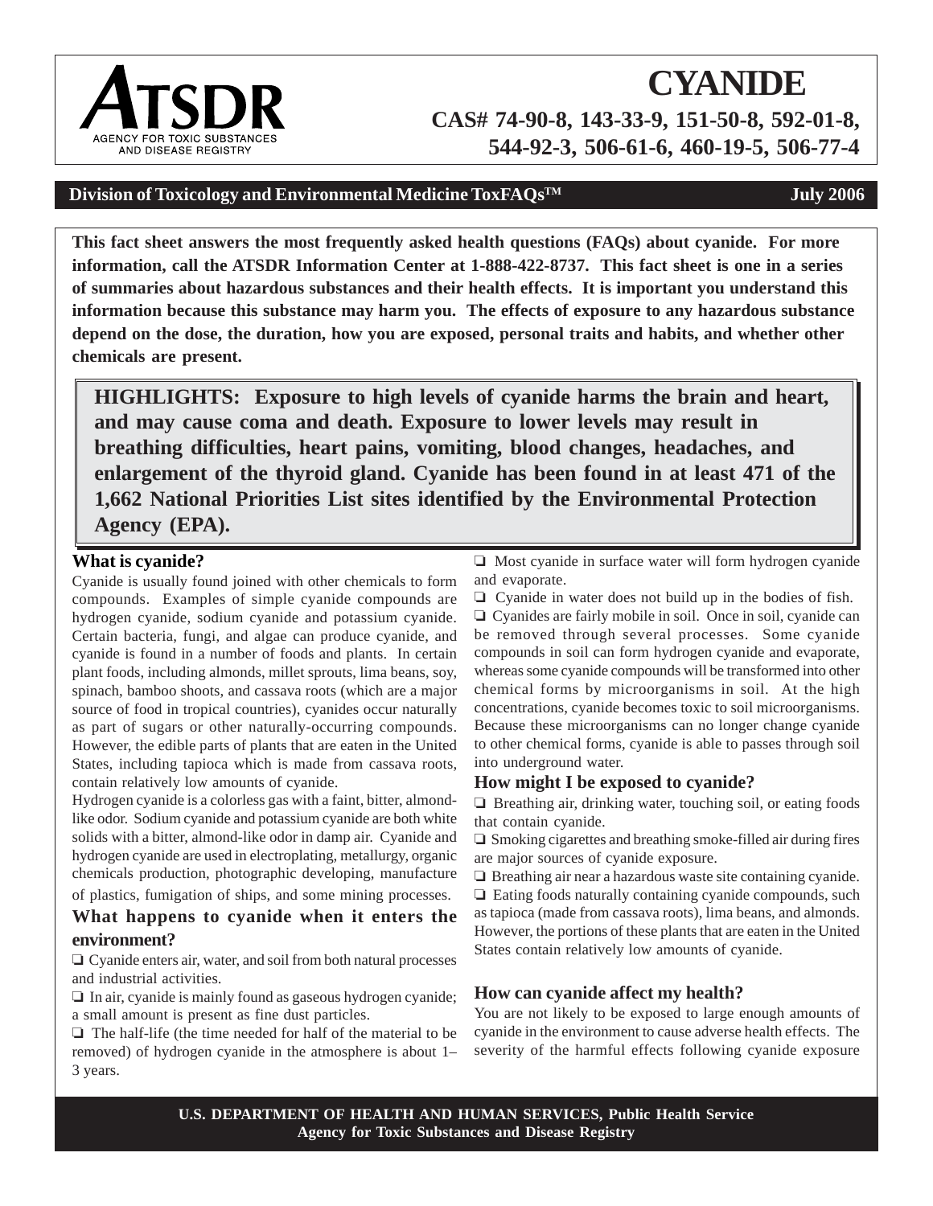# CYANIDE

## CAS# 74-90-8, 143-33-9, 151-50-8, 592-01-8, 544-92-3, 506-61-6, 460-19-5, 506-77-4

**Division of Toxicology and Environmental Medicine ToxFAQs™** **July 2006**

**This fact sheet answers the most frequently asked health questions (FAQs) about cyanide. For more information, call the ATSDR Information Center at 1-888-422-8737. This fact sheet is one in a series of summaries about hazardous substances and their health effects. It is important you understand this information because this substance may harm you. The effects of exposure to any hazardous substance depend on the dose, the duration, how you are exposed, personal traits and habits, and whether other chemicals are present.**

**HIGHLIGHTS: Exposure to high levels of cyanide harms the brain and heart, and may cause coma and death. Exposure to lower levels may result in breathing difficulties, heart pains, vomiting, blood changes, headaches, and enlargement of the thyroid gland. Cyanide has been found in at least 471 of the 1,662 National Priorities List sites identified by the Environmental Protection Agency (EPA).**

### What is cyanide?

Cyanide is usually found joined with other chemicals to form compounds. Examples of simple cyanide compounds are hydrogen cyanide, sodium cyanide and potassium cyanide. Certain bacteria, fungi, and algae can produce cyanide, and cyanide is found in a number of foods and plants. In certain plant foods, including almonds, millet sprouts, lima beans, soy, spinach, bamboo shoots, and cassava roots (which are a major source of food in tropical countries), cyanides occur naturally as part of sugars or other naturally-occurring compounds. However, the edible parts of plants that are eaten in the United States, including tapioca which is made from cassava roots, contain relatively low amounts of cyanide.

Hydrogen cyanide is a colorless gas with a faint, bitter, almond-like odor. Sodium cyanide and potassium cyanide are both white solids with a bitter, almond-like odor in damp air. Cyanide and hydrogen cyanide are used in electroplating, metallurgy, organic chemicals production, photographic developing, manufacture of plastics, fumigation of ships, and some mining processes.

### What happens to cyanide when it enters the environment?

- Cyanide enters air, water, and soil from both natural processes and industrial activities.
- In air, cyanide is mainly found as gaseous hydrogen cyanide; a small amount is present as fine dust particles.
- The half-life (the time needed for half of the material to be removed) of hydrogen cyanide in the atmosphere is about 1–3 years.
- Most cyanide in surface water will form hydrogen cyanide and evaporate.
- Cyanide in water does not build up in the bodies of fish.
- Cyanides are fairly mobile in soil. Once in soil, cyanide can be removed through several processes. Some cyanide compounds in soil can form hydrogen cyanide and evaporate, whereas some cyanide compounds will be transformed into other chemical forms by microorganisms in soil. At the high concentrations, cyanide becomes toxic to soil microorganisms. Because these microorganisms can no longer change cyanide to other chemical forms, cyanide is able to passes through soil into underground water.

### How might I be exposed to cyanide?

- Breathing air, drinking water, touching soil, or eating foods that contain cyanide.
- Smoking cigarettes and breathing smoke-filled air during fires are major sources of cyanide exposure.
- Breathing air near a hazardous waste site containing cyanide.
- Eating foods naturally containing cyanide compounds, such as tapioca (made from cassava roots), lima beans, and almonds. However, the portions of these plants that are eaten in the United States contain relatively low amounts of cyanide.

### How can cyanide affect my health?

You are not likely to be exposed to large enough amounts of cyanide in the environment to cause adverse health effects. The severity of the harmful effects following cyanide exposure

U.S. DEPARTMENT OF HEALTH AND HUMAN SERVICES, Public Health Service
Agency for Toxic Substances and Disease Registry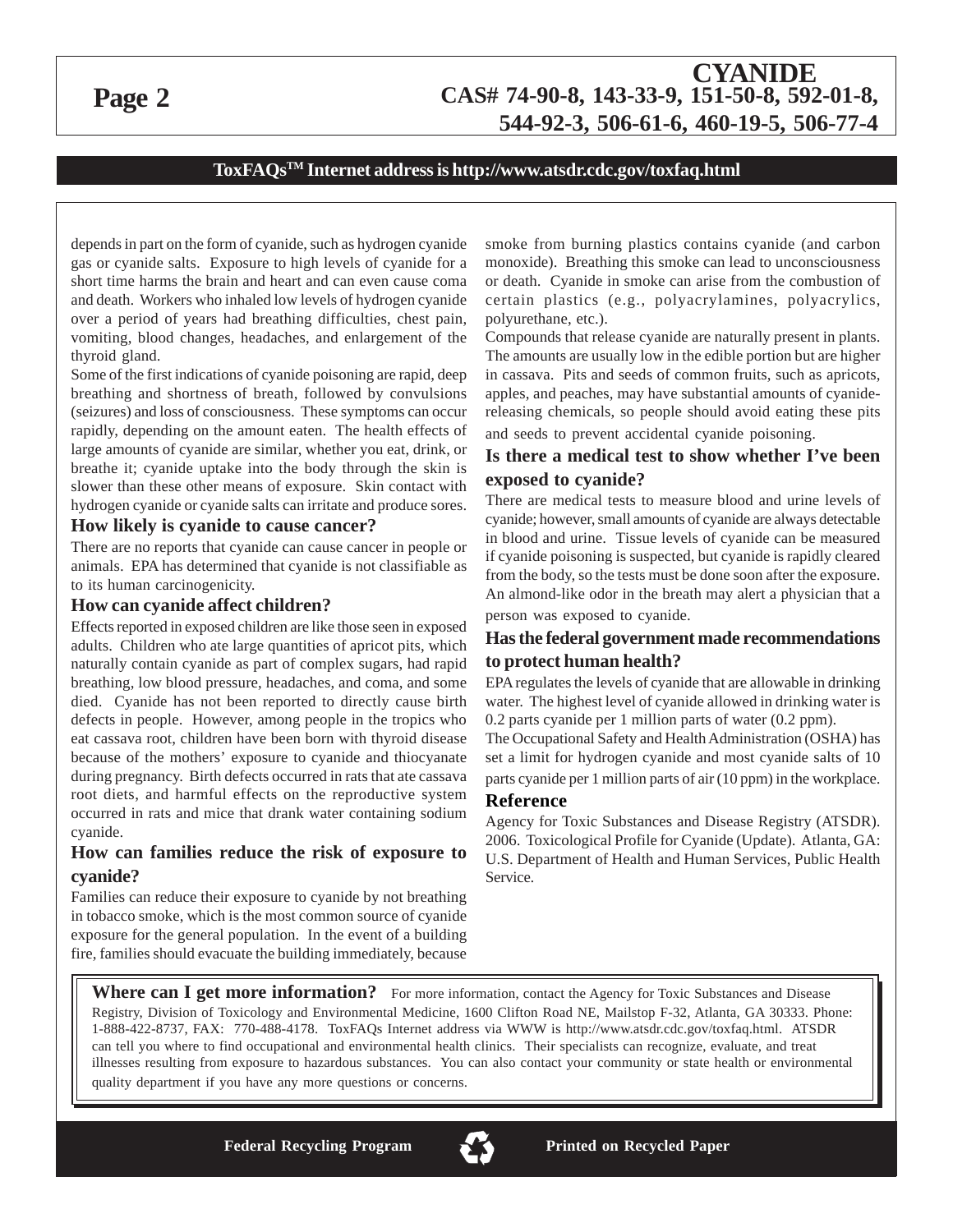depends in part on the form of cyanide, such as hydrogen cyanide gas or cyanide salts. Exposure to high levels of cyanide for a short time harms the brain and heart and can even cause coma and death. Workers who inhaled low levels of hydrogen cyanide over a period of years had breathing difficulties, chest pain, vomiting, blood changes, headaches, and enlargement of the thyroid gland.

Some of the first indications of cyanide poisoning are rapid, deep breathing and shortness of breath, followed by convulsions (seizures) and loss of consciousness. These symptoms can occur rapidly, depending on the amount eaten. The health effects of large amounts of cyanide are similar, whether you eat, drink, or breathe it; cyanide uptake into the body through the skin is slower than these other means of exposure. Skin contact with hydrogen cyanide or cyanide salts can irritate and produce sores.

### How likely is cyanide to cause cancer?

There are no reports that cyanide can cause cancer in people or animals. EPA has determined that cyanide is not classifiable as to its human carcinogenicity.

### How can cyanide affect children?

Effects reported in exposed children are like those seen in exposed adults. Children who ate large quantities of apricot pits, which naturally contain cyanide as part of complex sugars, had rapid breathing, low blood pressure, headaches, and coma, and some died. Cyanide has not been reported to directly cause birth defects in people. However, among people in the tropics who eat cassava root, children have been born with thyroid disease because of the mothers' exposure to cyanide and thiocyanate during pregnancy. Birth defects occurred in rats that ate cassava root diets, and harmful effects on the reproductive system occurred in rats and mice that drank water containing sodium cyanide.

### How can families reduce the risk of exposure to cyanide?

Families can reduce their exposure to cyanide by not breathing in tobacco smoke, which is the most common source of cyanide exposure for the general population. In the event of a building fire, families should evacuate the building immediately, because smoke from burning plastics contains cyanide (and carbon monoxide). Breathing this smoke can lead to unconsciousness or death. Cyanide in smoke can arise from the combustion of certain plastics (e.g., polyacrylamines, polyacrylics, polyurethane, etc.).

Compounds that release cyanide are naturally present in plants. The amounts are usually low in the edible portion but are higher in cassava. Pits and seeds of common fruits, such as apricots, apples, and peaches, may have substantial amounts of cyanide-releasing chemicals, so people should avoid eating these pits and seeds to prevent accidental cyanide poisoning.

### Is there a medical test to show whether I've been exposed to cyanide?

There are medical tests to measure blood and urine levels of cyanide; however, small amounts of cyanide are always detectable in blood and urine. Tissue levels of cyanide can be measured if cyanide poisoning is suspected, but cyanide is rapidly cleared from the body, so the tests must be done soon after the exposure. An almond-like odor in the breath may alert a physician that a person was exposed to cyanide.

### Has the federal government made recommendations to protect human health?

EPA regulates the levels of cyanide that are allowable in drinking water. The highest level of cyanide allowed in drinking water is 0.2 parts cyanide per 1 million parts of water (0.2 ppm).

The Occupational Safety and Health Administration (OSHA) has set a limit for hydrogen cyanide and most cyanide salts of 10 parts cyanide per 1 million parts of air (10 ppm) in the workplace.

### Reference

Agency for Toxic Substances and Disease Registry (ATSDR). 2006. Toxicological Profile for Cyanide (Update). Atlanta, GA: U.S. Department of Health and Human Services, Public Health Service.

**Where can I get more information?** For more information, contact the Agency for Toxic Substances and Disease Registry, Division of Toxicology and Environmental Medicine, 1600 Clifton Road NE, Mailstop F-32, Atlanta, GA 30333. Phone: 1-888-422-8737, FAX: 770-488-4178. ToxFAQs Internet address via WWW is http://www.atsdr.cdc.gov/toxfaq.html. ATSDR can tell you where to find occupational and environmental health clinics. Their specialists can recognize, evaluate, and treat illnesses resulting from exposure to hazardous substances. You can also contact your community or state health or environmental quality department if you have any more questions or concerns.

**Federal Recycling Program** **Printed on Recycled Paper**